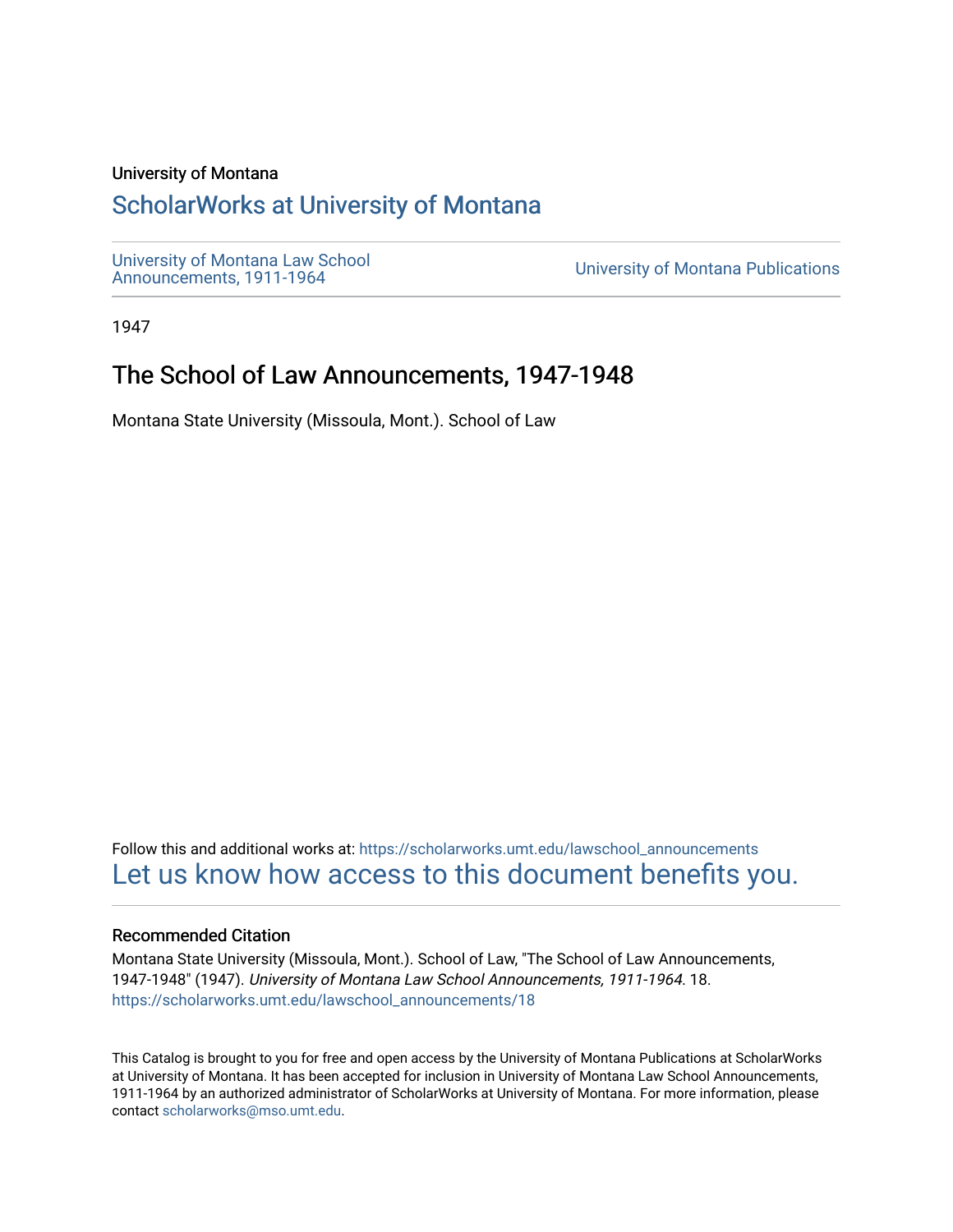University of Montana

# ScholarWorks at University of Montana

University of Montana Law School Announcements, 1911-1964

University of Montana Publications

1947

## The School of Law Announcements, 1947-1948

Montana State University (Missoula, Mont.). School of Law

Follow this and additional works at: https://scholarworks.umt.edu/lawschool_announcements

Let us know how access to this document benefits you.

### Recommended Citation

Montana State University (Missoula, Mont.). School of Law, "The School of Law Announcements, 1947-1948" (1947). *University of Montana Law School Announcements, 1911-1964*. 18.
https://scholarworks.umt.edu/lawschool_announcements/18

This Catalog is brought to you for free and open access by the University of Montana Publications at ScholarWorks at University of Montana. It has been accepted for inclusion in University of Montana Law School Announcements, 1911-1964 by an authorized administrator of ScholarWorks at University of Montana. For more information, please contact scholarworks@mso.umt.edu.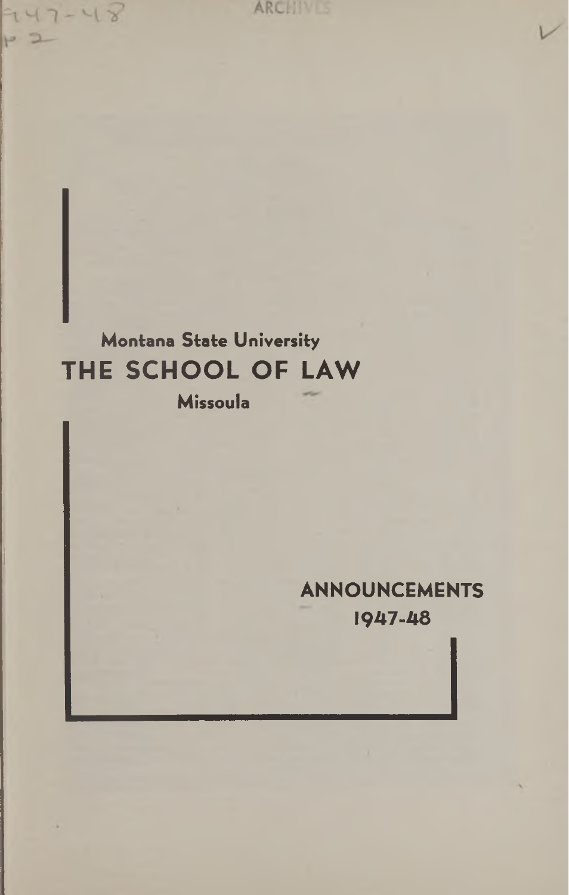Montana State University

# THE SCHOOL OF LAW

Missoula

## ANNOUNCEMENTS

1947-48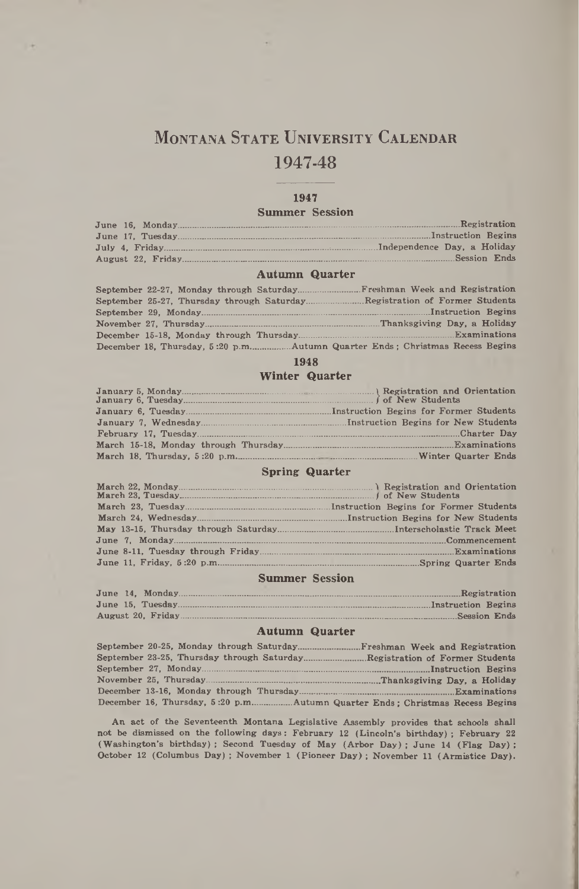# Montana State University Calendar

# 1947-48

## 1947

### Summer Session

| | |
|---|---|
| June 16, Monday | Registration |
| June 17, Tuesday | Instruction Begins |
| July 4, Friday | Independence Day, a Holiday |
| August 22, Friday | Session Ends |

### Autumn Quarter

| | |
|---|---|
| September 22-27, Monday through Saturday | Freshman Week and Registration |
| September 25-27, Thursday through Saturday | Registration of Former Students |
| September 29, Monday | Instruction Begins |
| November 27, Thursday | Thanksgiving Day, a Holiday |
| December 15-18, Monday through Thursday | Examinations |
| December 18, Thursday, 5:20 p.m. | Autumn Quarter Ends; Christmas Recess Begins |

## 1948

### Winter Quarter

| | |
|---|---|
| January 5, Monday<br>January 6, Tuesday | Registration and Orientation of New Students |
| January 6, Tuesday | Instruction Begins for Former Students |
| January 7, Wednesday | Instruction Begins for New Students |
| February 17, Tuesday | Charter Day |
| March 15-18, Monday through Thursday | Examinations |
| March 18, Thursday, 5:20 p.m. | Winter Quarter Ends |

### Spring Quarter

| | |
|---|---|
| March 22, Monday<br>March 23, Tuesday | Registration and Orientation of New Students |
| March 23, Tuesday | Instruction Begins for Former Students |
| March 24, Wednesday | Instruction Begins for New Students |
| May 13-15, Thursday through Saturday | Interscholastic Track Meet |
| June 7, Monday | Commencement |
| June 8-11, Tuesday through Friday | Examinations |
| June 11, Friday, 5:20 p.m. | Spring Quarter Ends |

### Summer Session

| | |
|---|---|
| June 14, Monday | Registration |
| June 15, Tuesday | Instruction Begins |
| August 20, Friday | Session Ends |

### Autumn Quarter

| | |
|---|---|
| September 20-25, Monday through Saturday | Freshman Week and Registration |
| September 23-25, Thursday through Saturday | Registration of Former Students |
| September 27, Monday | Instruction Begins |
| November 25, Thursday | Thanksgiving Day, a Holiday |
| December 13-16, Monday through Thursday | Examinations |
| December 16, Thursday, 5:20 p.m. | Autumn Quarter Ends; Christmas Recess Begins |

An act of the Seventeenth Montana Legislative Assembly provides that schools shall not be dismissed on the following days: February 12 (Lincoln's birthday); February 22 (Washington's birthday); Second Tuesday of May (Arbor Day); June 14 (Flag Day); October 12 (Columbus Day); November 1 (Pioneer Day); November 11 (Armistice Day).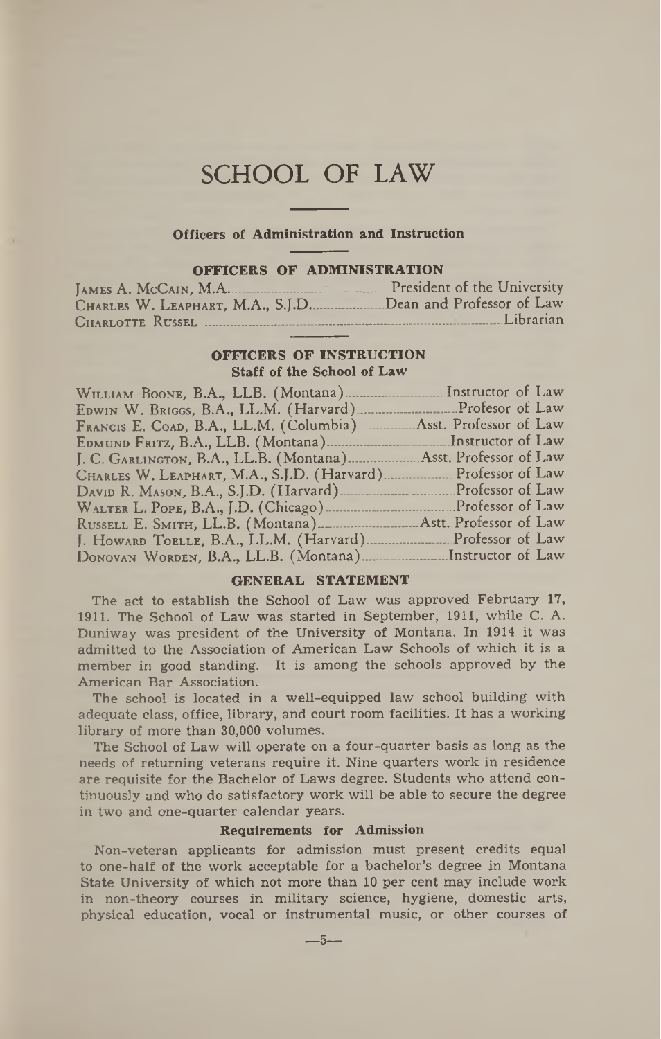# SCHOOL OF LAW

## Officers of Administration and Instruction

### OFFICERS OF ADMINISTRATION

| | |
|---|---|
| JAMES A. MCCAIN, M.A. | President of the University |
| CHARLES W. LEAPHART, M.A., S.J.D. | Dean and Professor of Law |
| CHARLOTTE RUSSEL | Librarian |

### OFFICERS OF INSTRUCTION

**Staff of the School of Law**

| | |
|---|---|
| WILLIAM BOONE, B.A., LLB. (Montana) | Instructor of Law |
| EDWIN W. BRIGGS, B.A., LL.M. (Harvard) | Profesor of Law |
| FRANCIS E. COAD, B.A., LL.M. (Columbia) | Asst. Professor of Law |
| EDMUND FRITZ, B.A., LLB. (Montana) | Instructor of Law |
| J. C. GARLINGTON, B.A., LL.B. (Montana) | Asst. Professor of Law |
| CHARLES W. LEAPHART, M.A., S.J.D. (Harvard) | Professor of Law |
| DAVID R. MASON, B.A., S.J.D. (Harvard) | Professor of Law |
| WALTER L. POPE, B.A., J.D. (Chicago) | Professor of Law |
| RUSSELL E. SMITH, LL.B. (Montana) | Astt. Professor of Law |
| J. HOWARD TOELLE, B.A., LL.M. (Harvard) | Professor of Law |
| DONOVAN WORDEN, B.A., LL.B. (Montana) | Instructor of Law |

### GENERAL STATEMENT

The act to establish the School of Law was approved February 17, 1911. The School of Law was started in September, 1911, while C. A. Duniway was president of the University of Montana. In 1914 it was admitted to the Association of American Law Schools of which it is a member in good standing. It is among the schools approved by the American Bar Association.

The school is located in a well-equipped law school building with adequate class, office, library, and court room facilities. It has a working library of more than 30,000 volumes.

The School of Law will operate on a four-quarter basis as long as the needs of returning veterans require it. Nine quarters work in residence are requisite for the Bachelor of Laws degree. Students who attend continuously and who do satisfactory work will be able to secure the degree in two and one-quarter calendar years.

#### Requirements for Admission

Non-veteran applicants for admission must present credits equal to one-half of the work acceptable for a bachelor's degree in Montana State University of which not more than 10 per cent may include work in non-theory courses in military science, hygiene, domestic arts, physical education, vocal or instrumental music, or other courses of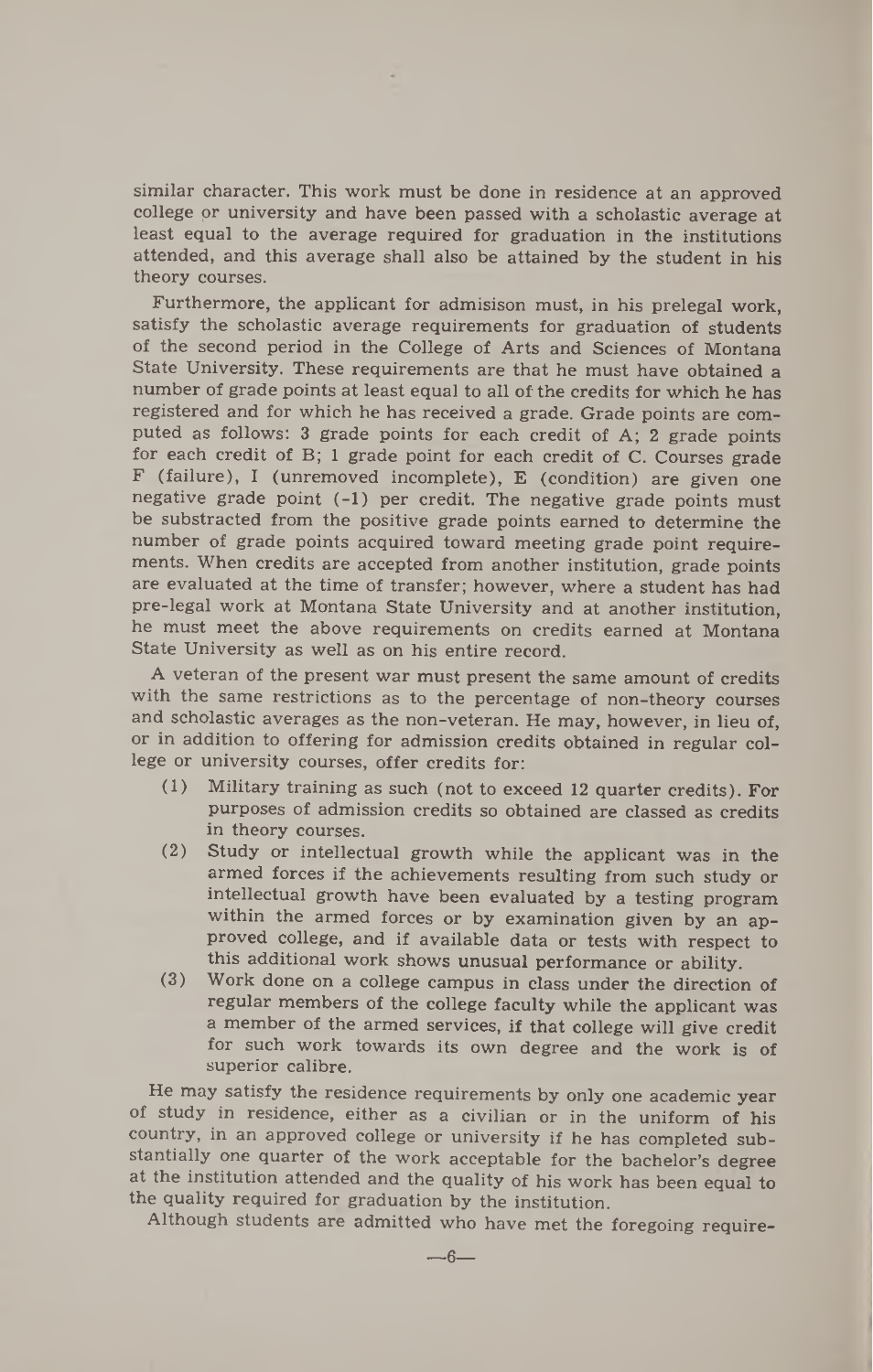similar character. This work must be done in residence at an approved college or university and have been passed with a scholastic average at least equal to the average required for graduation in the institutions attended, and this average shall also be attained by the student in his theory courses.

Furthermore, the applicant for admisison must, in his prelegal work, satisfy the scholastic average requirements for graduation of students of the second period in the College of Arts and Sciences of Montana State University. These requirements are that he must have obtained a number of grade points at least equal to all of the credits for which he has registered and for which he has received a grade. Grade points are computed as follows: 3 grade points for each credit of A; 2 grade points for each credit of B; 1 grade point for each credit of C. Courses grade F (failure), I (unremoved incomplete), E (condition) are given one negative grade point (-1) per credit. The negative grade points must be substracted from the positive grade points earned to determine the number of grade points acquired toward meeting grade point requirements. When credits are accepted from another institution, grade points are evaluated at the time of transfer; however, where a student has had pre-legal work at Montana State University and at another institution, he must meet the above requirements on credits earned at Montana State University as well as on his entire record.

A veteran of the present war must present the same amount of credits with the same restrictions as to the percentage of non-theory courses and scholastic averages as the non-veteran. He may, however, in lieu of, or in addition to offering for admission credits obtained in regular college or university courses, offer credits for:

(1) Military training as such (not to exceed 12 quarter credits). For purposes of admission credits so obtained are classed as credits in theory courses.

(2) Study or intellectual growth while the applicant was in the armed forces if the achievements resulting from such study or intellectual growth have been evaluated by a testing program within the armed forces or by examination given by an approved college, and if available data or tests with respect to this additional work shows unusual performance or ability.

(3) Work done on a college campus in class under the direction of regular members of the college faculty while the applicant was a member of the armed services, if that college will give credit for such work towards its own degree and the work is of superior calibre.

He may satisfy the residence requirements by only one academic year of study in residence, either as a civilian or in the uniform of his country, in an approved college or university if he has completed substantially one quarter of the work acceptable for the bachelor's degree at the institution attended and the quality of his work has been equal to the quality required for graduation by the institution.

Although students are admitted who have met the foregoing require-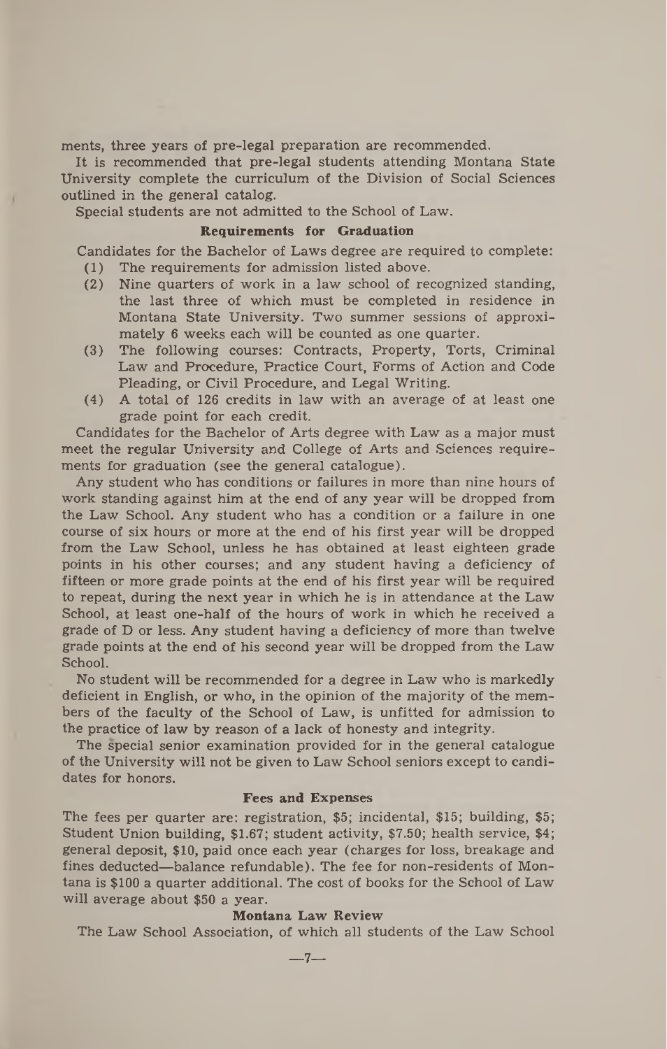ments, three years of pre-legal preparation are recommended.

It is recommended that pre-legal students attending Montana State University complete the curriculum of the Division of Social Sciences outlined in the general catalog.

Special students are not admitted to the School of Law.

### Requirements for Graduation

Candidates for the Bachelor of Laws degree are required to complete:

(1) The requirements for admission listed above.

(2) Nine quarters of work in a law school of recognized standing, the last three of which must be completed in residence in Montana State University. Two summer sessions of approximately 6 weeks each will be counted as one quarter.

(3) The following courses: Contracts, Property, Torts, Criminal Law and Procedure, Practice Court, Forms of Action and Code Pleading, or Civil Procedure, and Legal Writing.

(4) A total of 126 credits in law with an average of at least one grade point for each credit.

Candidates for the Bachelor of Arts degree with Law as a major must meet the regular University and College of Arts and Sciences requirements for graduation (see the general catalogue).

Any student who has conditions or failures in more than nine hours of work standing against him at the end of any year will be dropped from the Law School. Any student who has a condition or a failure in one course of six hours or more at the end of his first year will be dropped from the Law School, unless he has obtained at least eighteen grade points in his other courses; and any student having a deficiency of fifteen or more grade points at the end of his first year will be required to repeat, during the next year in which he is in attendance at the Law School, at least one-half of the hours of work in which he received a grade of D or less. Any student having a deficiency of more than twelve grade points at the end of his second year will be dropped from the Law School.

No student will be recommended for a degree in Law who is markedly deficient in English, or who, in the opinion of the majority of the members of the faculty of the School of Law, is unfitted for admission to the practice of law by reason of a lack of honesty and integrity.

The special senior examination provided for in the general catalogue of the University will not be given to Law School seniors except to candidates for honors.

### Fees and Expenses

The fees per quarter are: registration, $5; incidental, $15; building, $5; Student Union building, $1.67; student activity, $7.50; health service, $4; general deposit, $10, paid once each year (charges for loss, breakage and fines deducted—balance refundable). The fee for non-residents of Montana is $100 a quarter additional. The cost of books for the School of Law will average about $50 a year.

### Montana Law Review

The Law School Association, of which all students of the Law School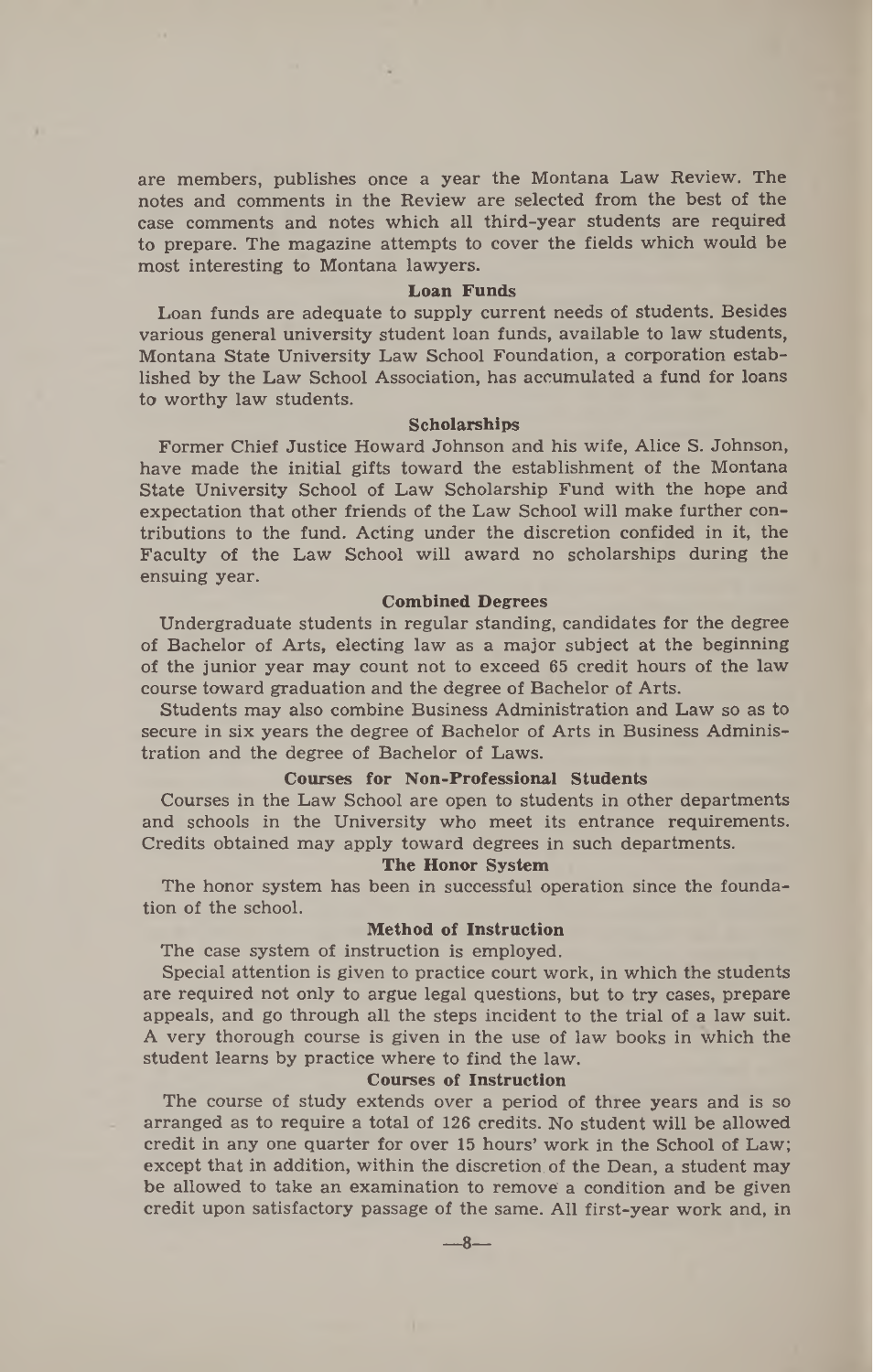are members, publishes once a year the Montana Law Review. The notes and comments in the Review are selected from the best of the case comments and notes which all third-year students are required to prepare. The magazine attempts to cover the fields which would be most interesting to Montana lawyers.

### Loan Funds

Loan funds are adequate to supply current needs of students. Besides various general university student loan funds, available to law students, Montana State University Law School Foundation, a corporation established by the Law School Association, has accumulated a fund for loans to worthy law students.

### Scholarships

Former Chief Justice Howard Johnson and his wife, Alice S. Johnson, have made the initial gifts toward the establishment of the Montana State University School of Law Scholarship Fund with the hope and expectation that other friends of the Law School will make further contributions to the fund. Acting under the discretion confided in it, the Faculty of the Law School will award no scholarships during the ensuing year.

### Combined Degrees

Undergraduate students in regular standing, candidates for the degree of Bachelor of Arts, electing law as a major subject at the beginning of the junior year may count not to exceed 65 credit hours of the law course toward graduation and the degree of Bachelor of Arts.

Students may also combine Business Administration and Law so as to secure in six years the degree of Bachelor of Arts in Business Administration and the degree of Bachelor of Laws.

### Courses for Non-Professional Students

Courses in the Law School are open to students in other departments and schools in the University who meet its entrance requirements. Credits obtained may apply toward degrees in such departments.

### The Honor System

The honor system has been in successful operation since the foundation of the school.

### Method of Instruction

The case system of instruction is employed.

Special attention is given to practice court work, in which the students are required not only to argue legal questions, but to try cases, prepare appeals, and go through all the steps incident to the trial of a law suit. A very thorough course is given in the use of law books in which the student learns by practice where to find the law.

### Courses of Instruction

The course of study extends over a period of three years and is so arranged as to require a total of 126 credits. No student will be allowed credit in any one quarter for over 15 hours' work in the School of Law; except that in addition, within the discretion of the Dean, a student may be allowed to take an examination to remove a condition and be given credit upon satisfactory passage of the same. All first-year work and, in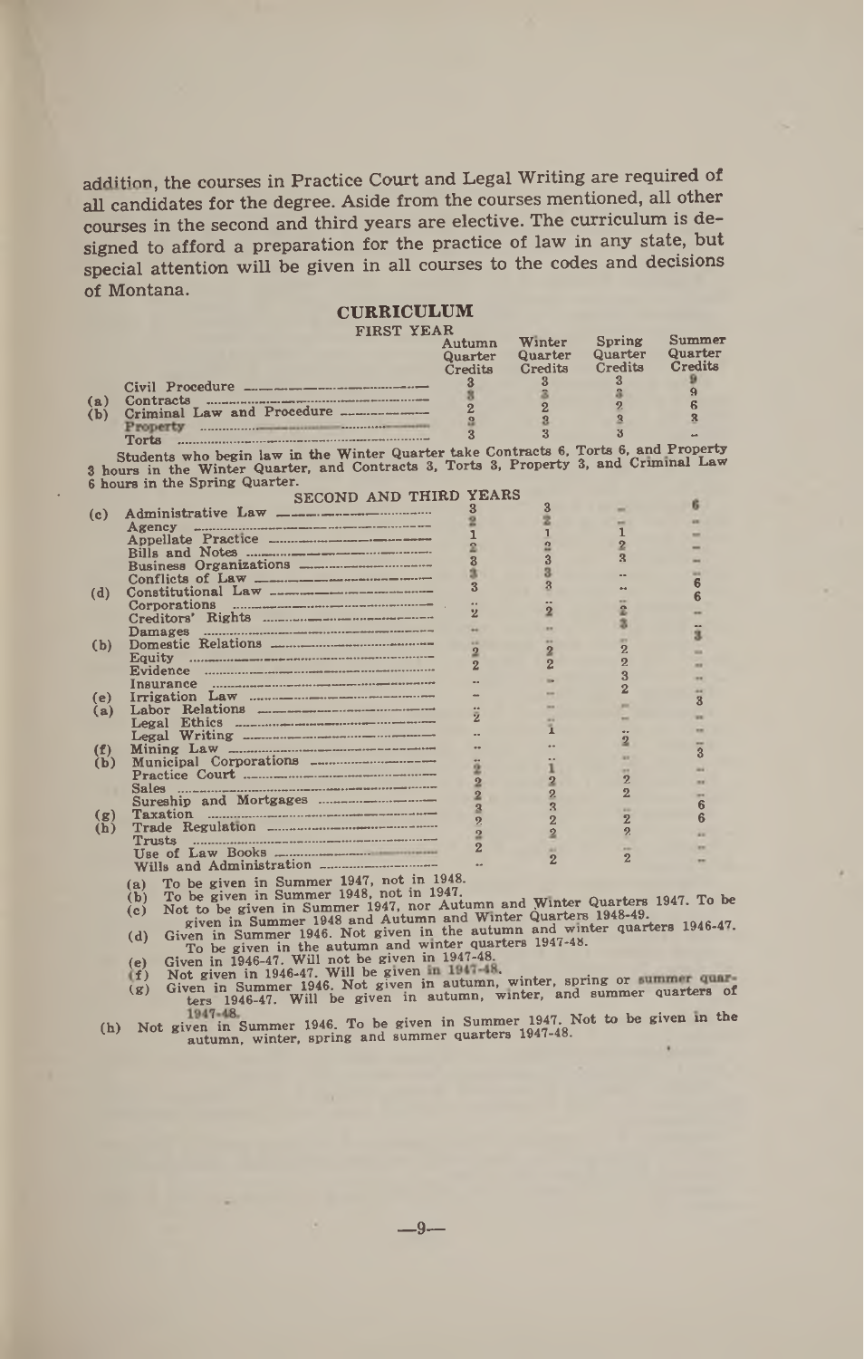addition, the courses in Practice Court and Legal Writing are required of all candidates for the degree. Aside from the courses mentioned, all other courses in the second and third years are elective. The curriculum is designed to afford a preparation for the practice of law in any state, but special attention will be given in all courses to the codes and decisions of Montana.

## CURRICULUM

### FIRST YEAR

| | Autumn Quarter Credits | Winter Quarter Credits | Spring Quarter Credits | Summer Quarter Credits |
|---|---|---|---|---|
| Civil Procedure | 3 | 3 | 3 | 9 |
| (a) Contracts | 3 | 3 | 3 | 9 |
| (b) Criminal Law and Procedure | 2 | 2 | 2 | 6 |
| Property | 3 | 3 | 3 | 3 |
| Torts | 3 | 3 | 3 | -- |

Students who begin law in the Winter Quarter take Contracts 6, Torts 6, and Property 3 hours in the Winter Quarter, and Contracts 3, Torts 3, Property 3, and Criminal Law 6 hours in the Spring Quarter.

### SECOND AND THIRD YEARS

| | Autumn | Winter | Spring | Summer |
|---|---|---|---|---|
| (c) Administrative Law | 3 | 3 | -- | 6 |
| Agency | 2 | 2 | -- | -- |
| Appellate Practice | 1 | 1 | 1 | -- |
| Bills and Notes | 2 | 2 | 2 | -- |
| Business Organizations | 3 | 3 | 3 | -- |
| Conflicts of Law | 3 | 3 | -- | -- |
| (d) Constitutional Law | 3 | 3 | -- | 6 |
| Corporations | -- | -- | -- | 6 |
| Creditors' Rights | 2 | 2 | 2 | -- |
| Damages | -- | -- | 3 | -- |
| (b) Domestic Relations | -- | -- | -- | 3 |
| Equity | 2 | 2 | 2 | -- |
| Evidence | 2 | 2 | 2 | -- |
| Insurance | -- | -- | 3 | -- |
| (e) Irrigation Law | -- | -- | 2 | 3 |
| (a) Labor Relations | 2 | -- | -- | -- |
| Legal Ethics | -- | 1 | -- | -- |
| Legal Writing | -- | -- | 2 | -- |
| (f) Mining Law | -- | -- | -- | 3 |
| (b) Municipal Corporations | 2 | 1 | -- | -- |
| Practice Court | 2 | 2 | 2 | -- |
| Sales | 2 | 2 | 2 | -- |
| Sureship and Mortgages | 3 | 3 | -- | 6 |
| (g) Taxation | 2 | 2 | 2 | 6 |
| (h) Trade Regulation | 2 | 2 | 2 | -- |
| Trusts | 2 | -- | -- | -- |
| Use of Law Books | -- | -- | -- | -- |
| Wills and Administration | -- | 2 | 2 | -- |

(a) To be given in Summer 1947, not in 1948.
(b) To be given in Summer 1948, not in 1947.
(c) Not to be given in Summer 1947, nor Autumn and Winter Quarters 1947. To be given in Summer 1948 and Autumn and Winter Quarters 1948-49.
(d) Given in Summer 1946. Not given in the autumn and winter quarters 1946-47. To be given in the autumn and winter quarters 1947-48.
(e) Given in 1946-47. Will not be given in 1947-48.
(f) Not given in 1946-47. Will be given in 1947-48.
(g) Given in Summer 1946. Not given in autumn, winter, spring or summer quarters 1946-47. Will be given in autumn, winter, and summer quarters of 1947-48.
(h) Not given in Summer 1946. To be given in Summer 1947. Not to be given in the autumn, winter, spring and summer quarters 1947-48.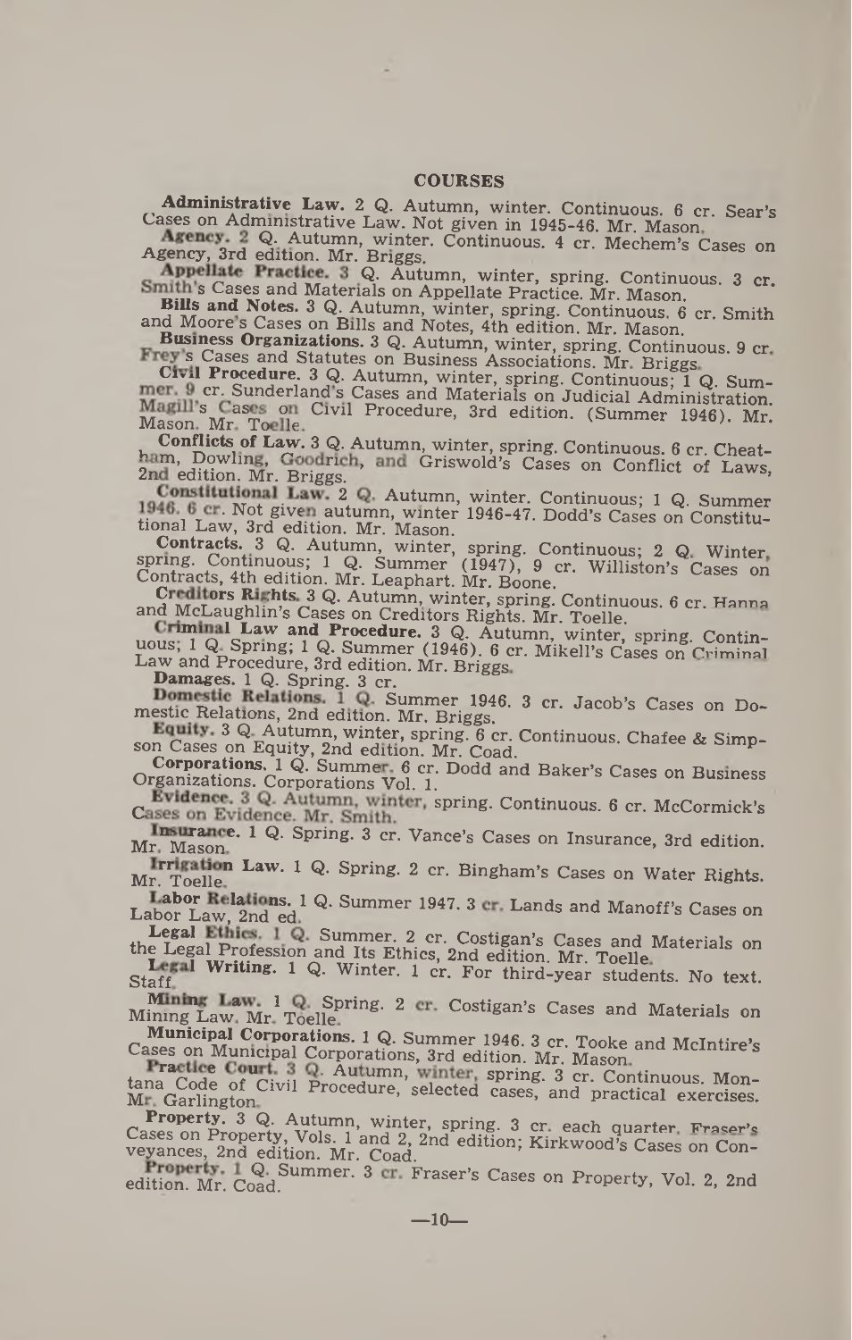## COURSES

**Administrative Law.** 2 Q. Autumn, winter. Continuous. 6 cr. Sear's Cases on Administrative Law. Not given in 1945-46. Mr. Mason.

**Agency.** 2 Q. Autumn, winter. Continuous. 4 cr. Mechem's Cases on Agency, 3rd edition. Mr. Briggs.

**Appellate Practice.** 3 Q. Autumn, winter, spring. Continuous. 3 cr. Smith's Cases and Materials on Appellate Practice. Mr. Mason.

**Bills and Notes.** 3 Q. Autumn, winter, spring. Continuous. 6 cr. Smith and Moore's Cases on Bills and Notes, 4th edition. Mr. Mason.

**Business Organizations.** 3 Q. Autumn, winter, spring. Continuous. 9 cr. Frey's Cases and Statutes on Business Associations. Mr. Briggs.

**Civil Procedure.** 3 Q. Autumn, winter, spring. Continuous; 1 Q. Summer. 9 cr. Sunderland's Cases and Materials on Judicial Administration. Magill's Cases on Civil Procedure, 3rd edition. (Summer 1946). Mr. Mason. Mr. Toelle.

**Conflicts of Law.** 3 Q. Autumn, winter, spring. Continuous. 6 cr. Cheatham, Dowling, Goodrich, and Griswold's Cases on Conflict of Laws, 2nd edition. Mr. Briggs.

**Constitutional Law.** 2 Q. Autumn, winter. Continuous; 1 Q. Summer 1946. 6 cr. Not given autumn, winter 1946-47. Dodd's Cases on Constitutional Law, 3rd edition. Mr. Mason.

**Contracts.** 3 Q. Autumn, winter, spring. Continuous; 2 Q. Winter, spring. Continuous; 1 Q. Summer (1947), 9 cr. Williston's Cases on Contracts, 4th edition. Mr. Leaphart. Mr. Boone.

**Creditors Rights.** 3 Q. Autumn, winter, spring. Continuous. 6 cr. Hanna and McLaughlin's Cases on Creditors Rights. Mr. Toelle.

**Criminal Law and Procedure.** 3 Q. Autumn, winter, spring. Continuous; 1 Q. Spring; 1 Q. Summer (1946). 6 cr. Mikell's Cases on Criminal Law and Procedure, 3rd edition. Mr. Briggs.

**Damages.** 1 Q. Spring. 3 cr.

**Domestic Relations.** 1 Q. Summer 1946. 3 cr. Jacob's Cases on Domestic Relations, 2nd edition. Mr. Briggs.

**Equity.** 3 Q. Autumn, winter, spring. 6 cr. Continuous. Chafee & Simpson Cases on Equity, 2nd edition. Mr. Coad.

**Corporations.** 1 Q. Summer. 6 cr. Dodd and Baker's Cases on Business Organizations. Corporations Vol. 1.

**Evidence.** 3 Q. Autumn, winter, spring. Continuous. 6 cr. McCormick's Cases on Evidence. Mr. Smith.

**Insurance.** 1 Q. Spring. 3 cr. Vance's Cases on Insurance, 3rd edition. Mr. Mason.

**Irrigation Law.** 1 Q. Spring. 2 cr. Bingham's Cases on Water Rights. Mr. Toelle.

**Labor Relations.** 1 Q. Summer 1947. 3 cr. Lands and Manoff's Cases on Labor Law, 2nd ed.

**Legal Ethics.** 1 Q. Summer. 2 cr. Costigan's Cases and Materials on the Legal Profession and Its Ethics, 2nd edition. Mr. Toelle.

**Legal Writing.** 1 Q. Winter. 1 cr. For third-year students. No text. Staff.

**Mining Law.** 1 Q. Spring. 2 cr. Costigan's Cases and Materials on Mining Law. Mr. Toelle.

**Municipal Corporations.** 1 Q. Summer 1946. 3 cr. Tooke and McIntire's Cases on Municipal Corporations, 3rd edition. Mr. Mason.

**Practice Court.** 3 Q. Autumn, winter, spring. 3 cr. Continuous. Montana Code of Civil Procedure, selected cases, and practical exercises. Mr. Garlington.

**Property.** 3 Q. Autumn, winter, spring. 3 cr. each quarter. Fraser's Cases on Property, Vols. 1 and 2, 2nd edition; Kirkwood's Cases on Conveyances, 2nd edition. Mr. Coad.

**Property.** 1 Q. Summer. 3 cr. Fraser's Cases on Property, Vol. 2, 2nd edition. Mr. Coad.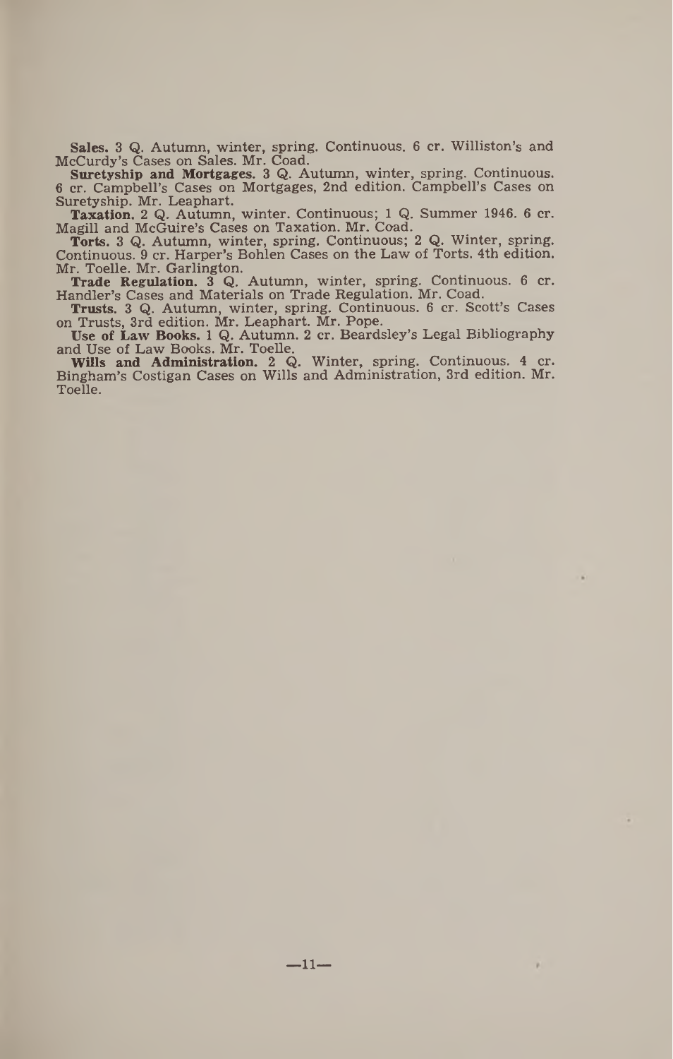**Sales.** 3 Q. Autumn, winter, spring. Continuous. 6 cr. Williston's and McCurdy's Cases on Sales. Mr. Coad.

**Suretyship and Mortgages.** 3 Q. Autumn, winter, spring. Continuous. 6 cr. Campbell's Cases on Mortgages, 2nd edition. Campbell's Cases on Suretyship. Mr. Leaphart.

**Taxation.** 2 Q. Autumn, winter. Continuous; 1 Q. Summer 1946. 6 cr. Magill and McGuire's Cases on Taxation. Mr. Coad.

**Torts.** 3 Q. Autumn, winter, spring. Continuous; 2 Q. Winter, spring. Continuous. 9 cr. Harper's Bohlen Cases on the Law of Torts. 4th edition. Mr. Toelle. Mr. Garlington.

**Trade Regulation.** 3 Q. Autumn, winter, spring. Continuous. 6 cr. Handler's Cases and Materials on Trade Regulation. Mr. Coad.

**Trusts.** 3 Q. Autumn, winter, spring. Continuous. 6 cr. Scott's Cases on Trusts, 3rd edition. Mr. Leaphart. Mr. Pope.

**Use of Law Books.** 1 Q. Autumn. 2 cr. Beardsley's Legal Bibliography and Use of Law Books. Mr. Toelle.

**Wills and Administration.** 2 Q. Winter, spring. Continuous. 4 cr. Bingham's Costigan Cases on Wills and Administration, 3rd edition. Mr. Toelle.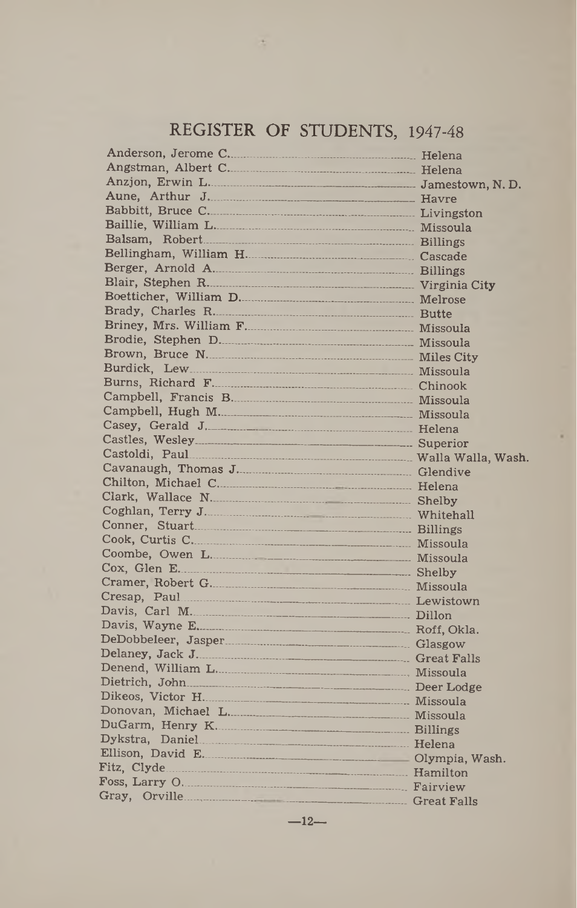# REGISTER OF STUDENTS, 1947-48

| Name | Hometown |
|---|---|
| Anderson, Jerome C. | Helena |
| Angstman, Albert C. | Helena |
| Anzjon, Erwin L. | Jamestown, N. D. |
| Aune, Arthur J. | Havre |
| Babbitt, Bruce C. | Livingston |
| Baillie, William L. | Missoula |
| Balsam, Robert | Billings |
| Bellingham, William H. | Cascade |
| Berger, Arnold A. | Billings |
| Blair, Stephen R. | Virginia City |
| Boetticher, William D. | Melrose |
| Brady, Charles R. | Butte |
| Briney, Mrs. William F. | Missoula |
| Brodie, Stephen D. | Missoula |
| Brown, Bruce N. | Miles City |
| Burdick, Lew | Missoula |
| Burns, Richard F. | Chinook |
| Campbell, Francis B. | Missoula |
| Campbell, Hugh M. | Missoula |
| Casey, Gerald J. | Helena |
| Castles, Wesley | Superior |
| Castoldi, Paul | Walla Walla, Wash. |
| Cavanaugh, Thomas J. | Glendive |
| Chilton, Michael C. | Helena |
| Clark, Wallace N. | Shelby |
| Coghlan, Terry J. | Whitehall |
| Conner, Stuart | Billings |
| Cook, Curtis C. | Missoula |
| Coombe, Owen L. | Missoula |
| Cox, Glen E. | Shelby |
| Cramer, Robert G. | Missoula |
| Cresap, Paul | Lewistown |
| Davis, Carl M. | Dillon |
| Davis, Wayne E. | Roff, Okla. |
| DeDobbeleer, Jasper | Glasgow |
| Delaney, Jack J. | Great Falls |
| Denend, William L. | Missoula |
| Dietrich, John | Deer Lodge |
| Dikeos, Victor H. | Missoula |
| Donovan, Michael L. | Missoula |
| DuGarm, Henry K. | Billings |
| Dykstra, Daniel | Helena |
| Ellison, David E. | Olympia, Wash. |
| Fitz, Clyde | Hamilton |
| Foss, Larry O. | Fairview |
| Gray, Orville | Great Falls |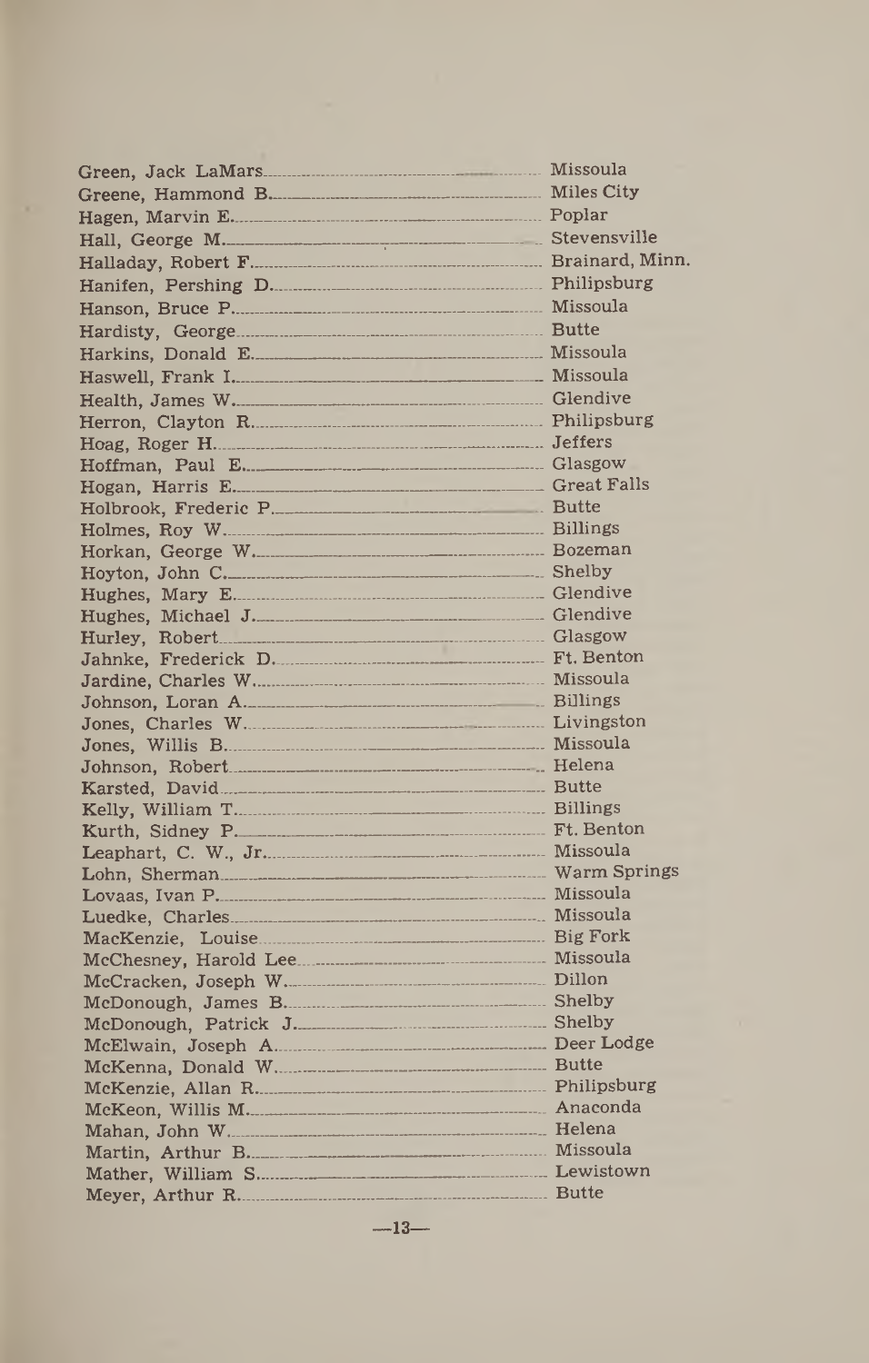| | |
|---|---|
| Green, Jack LaMars | Missoula |
| Greene, Hammond B. | Miles City |
| Hagen, Marvin E. | Poplar |
| Hall, George M. | Stevensville |
| Halladay, Robert F. | Brainard, Minn. |
| Hanifen, Pershing D. | Philipsburg |
| Hanson, Bruce P. | Missoula |
| Hardisty, George | Butte |
| Harkins, Donald E. | Missoula |
| Haswell, Frank I. | Missoula |
| Health, James W. | Glendive |
| Herron, Clayton R. | Philipsburg |
| Hoag, Roger H. | Jeffers |
| Hoffman, Paul E. | Glasgow |
| Hogan, Harris E. | Great Falls |
| Holbrook, Frederic P. | Butte |
| Holmes, Roy W. | Billings |
| Horkan, George W. | Bozeman |
| Hoyton, John C. | Shelby |
| Hughes, Mary E. | Glendive |
| Hughes, Michael J. | Glendive |
| Hurley, Robert | Glasgow |
| Jahnke, Frederick D. | Ft. Benton |
| Jardine, Charles W. | Missoula |
| Johnson, Loran A. | Billings |
| Jones, Charles W. | Livingston |
| Jones, Willis B. | Missoula |
| Johnson, Robert | Helena |
| Karsted, David | Butte |
| Kelly, William T. | Billings |
| Kurth, Sidney P. | Ft. Benton |
| Leaphart, C. W., Jr. | Missoula |
| Lohn, Sherman | Warm Springs |
| Lovaas, Ivan P. | Missoula |
| Luedke, Charles | Missoula |
| MacKenzie, Louise | Big Fork |
| McChesney, Harold Lee | Missoula |
| McCracken, Joseph W. | Dillon |
| McDonough, James B. | Shelby |
| McDonough, Patrick J. | Shelby |
| McElwain, Joseph A. | Deer Lodge |
| McKenna, Donald W. | Butte |
| McKenzie, Allan R. | Philipsburg |
| McKeon, Willis M. | Anaconda |
| Mahan, John W. | Helena |
| Martin, Arthur B. | Missoula |
| Mather, William S. | Lewistown |
| Meyer, Arthur R. | Butte |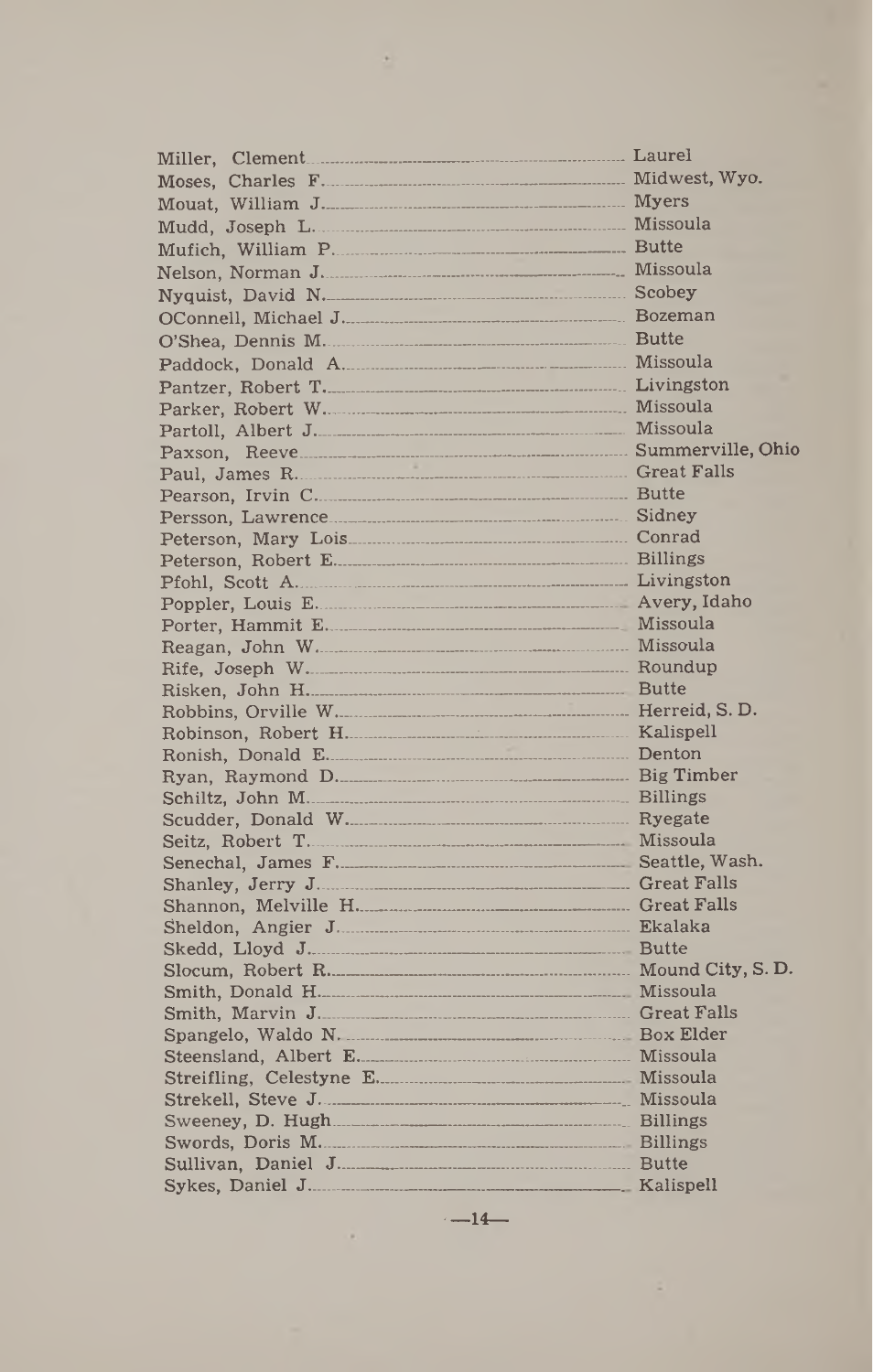| | |
|---|---|
| Miller, Clement | Laurel |
| Moses, Charles F. | Midwest, Wyo. |
| Mouat, William J. | Myers |
| Mudd, Joseph L. | Missoula |
| Mufich, William P. | Butte |
| Nelson, Norman J. | Missoula |
| Nyquist, David N. | Scobey |
| OConnell, Michael J. | Bozeman |
| O'Shea, Dennis M. | Butte |
| Paddock, Donald A. | Missoula |
| Pantzer, Robert T. | Livingston |
| Parker, Robert W. | Missoula |
| Partoll, Albert J. | Missoula |
| Paxson, Reeve | Summerville, Ohio |
| Paul, James R. | Great Falls |
| Pearson, Irvin C. | Butte |
| Persson, Lawrence | Sidney |
| Peterson, Mary Lois | Conrad |
| Peterson, Robert E. | Billings |
| Pfohl, Scott A. | Livingston |
| Poppler, Louis E. | Avery, Idaho |
| Porter, Hammit E. | Missoula |
| Reagan, John W. | Missoula |
| Rife, Joseph W. | Roundup |
| Risken, John H. | Butte |
| Robbins, Orville W. | Herreid, S. D. |
| Robinson, Robert H. | Kalispell |
| Ronish, Donald E. | Denton |
| Ryan, Raymond D. | Big Timber |
| Schiltz, John M. | Billings |
| Scudder, Donald W. | Ryegate |
| Seitz, Robert T. | Missoula |
| Senechal, James F. | Seattle, Wash. |
| Shanley, Jerry J. | Great Falls |
| Shannon, Melville H. | Great Falls |
| Sheldon, Angier J. | Ekalaka |
| Skedd, Lloyd J. | Butte |
| Slocum, Robert R. | Mound City, S. D. |
| Smith, Donald H. | Missoula |
| Smith, Marvin J. | Great Falls |
| Spangelo, Waldo N. | Box Elder |
| Steensland, Albert E. | Missoula |
| Streifling, Celestyne E. | Missoula |
| Strekell, Steve J. | Missoula |
| Sweeney, D. Hugh | Billings |
| Swords, Doris M. | Billings |
| Sullivan, Daniel J. | Butte |
| Sykes, Daniel J. | Kalispell |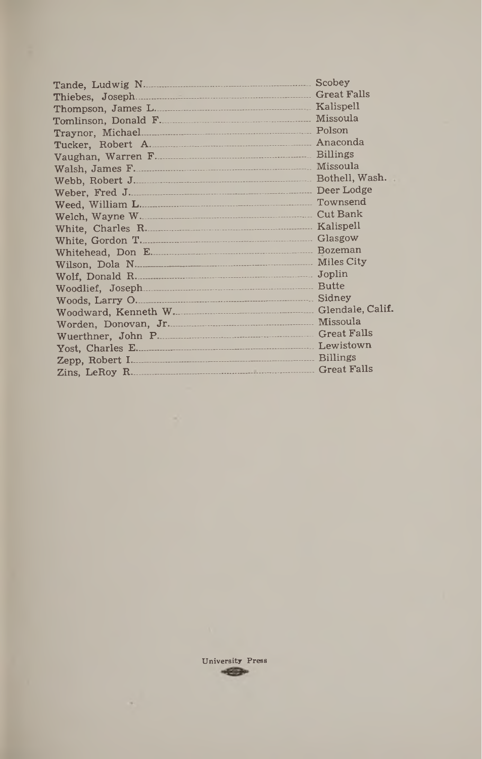| | |
|---|---|
| Tande, Ludwig N. | Scobey |
| Thiebes, Joseph | Great Falls |
| Thompson, James L. | Kalispell |
| Tomlinson, Donald F. | Missoula |
| Traynor, Michael | Polson |
| Tucker, Robert A. | Anaconda |
| Vaughan, Warren F. | Billings |
| Walsh, James F. | Missoula |
| Webb, Robert J. | Bothell, Wash. |
| Weber, Fred J. | Deer Lodge |
| Weed, William L. | Townsend |
| Welch, Wayne W. | Cut Bank |
| White, Charles R. | Kalispell |
| White, Gordon T. | Glasgow |
| Whitehead, Don E. | Bozeman |
| Wilson, Dola N. | Miles City |
| Wolf, Donald R. | Joplin |
| Woodlief, Joseph | Butte |
| Woods, Larry O. | Sidney |
| Woodward, Kenneth W. | Glendale, Calif. |
| Worden, Donovan, Jr. | Missoula |
| Wuerthner, John P. | Great Falls |
| Yost, Charles E. | Lewistown |
| Zepp, Robert I. | Billings |
| Zins, LeRoy R. | Great Falls |

University Press